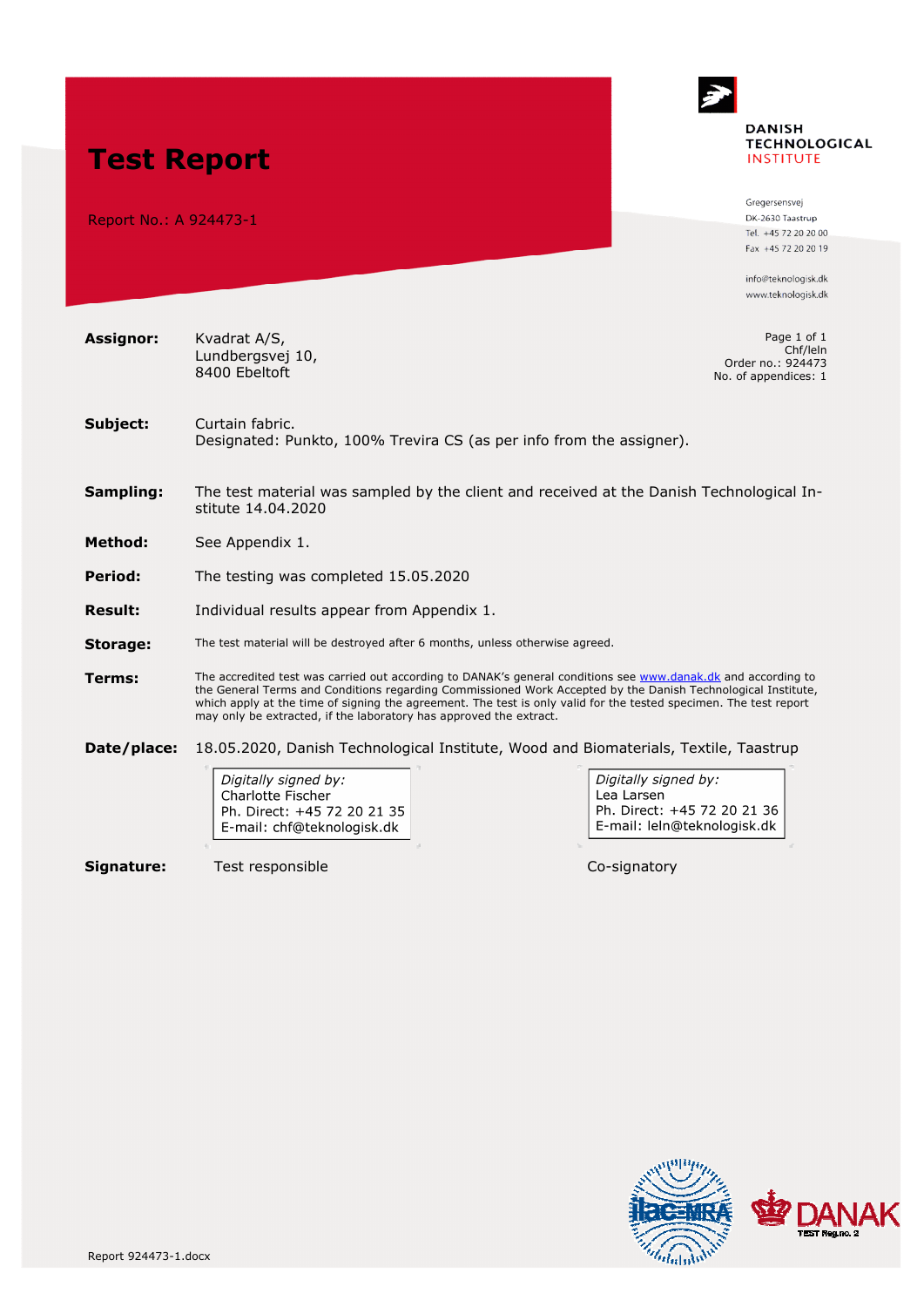# Test Report

Report No.: A 924473-1

DANISH TECHNOLOGICAL INSTITUTE

Gregersensvej
DK-2630 Taastrup
Tel. +45 72 20 20 00
Fax +45 72 20 20 19

info@teknologisk.dk
www.teknologisk.dk

Page 1 of 1
Chf/leln
Order no.: 924473
No. of appendices: 1

**Assignor:** Kvadrat A/S,
Lundbergsvej 10,
8400 Ebeltoft

**Subject:** Curtain fabric.
Designated: Punkto, 100% Trevira CS (as per info from the assigner).

**Sampling:** The test material was sampled by the client and received at the Danish Technological Institute 14.04.2020

**Method:** See Appendix 1.

**Period:** The testing was completed 15.05.2020

**Result:** Individual results appear from Appendix 1.

**Storage:** The test material will be destroyed after 6 months, unless otherwise agreed.

**Terms:** The accredited test was carried out according to DANAK's general conditions see www.danak.dk and according to the General Terms and Conditions regarding Commissioned Work Accepted by the Danish Technological Institute, which apply at the time of signing the agreement. The test is only valid for the tested specimen. The test report may only be extracted, if the laboratory has approved the extract.

**Date/place:** 18.05.2020, Danish Technological Institute, Wood and Biomaterials, Textile, Taastrup

*Digitally signed by:*
Charlotte Fischer
Ph. Direct: +45 72 20 21 35
E-mail: chf@teknologisk.dk

*Digitally signed by:*
Lea Larsen
Ph. Direct: +45 72 20 21 36
E-mail: leln@teknologisk.dk

**Signature:** Test responsible Co-signatory

ilac-MRA DANAK TEST Reg.no. 2

Report 924473-1.docx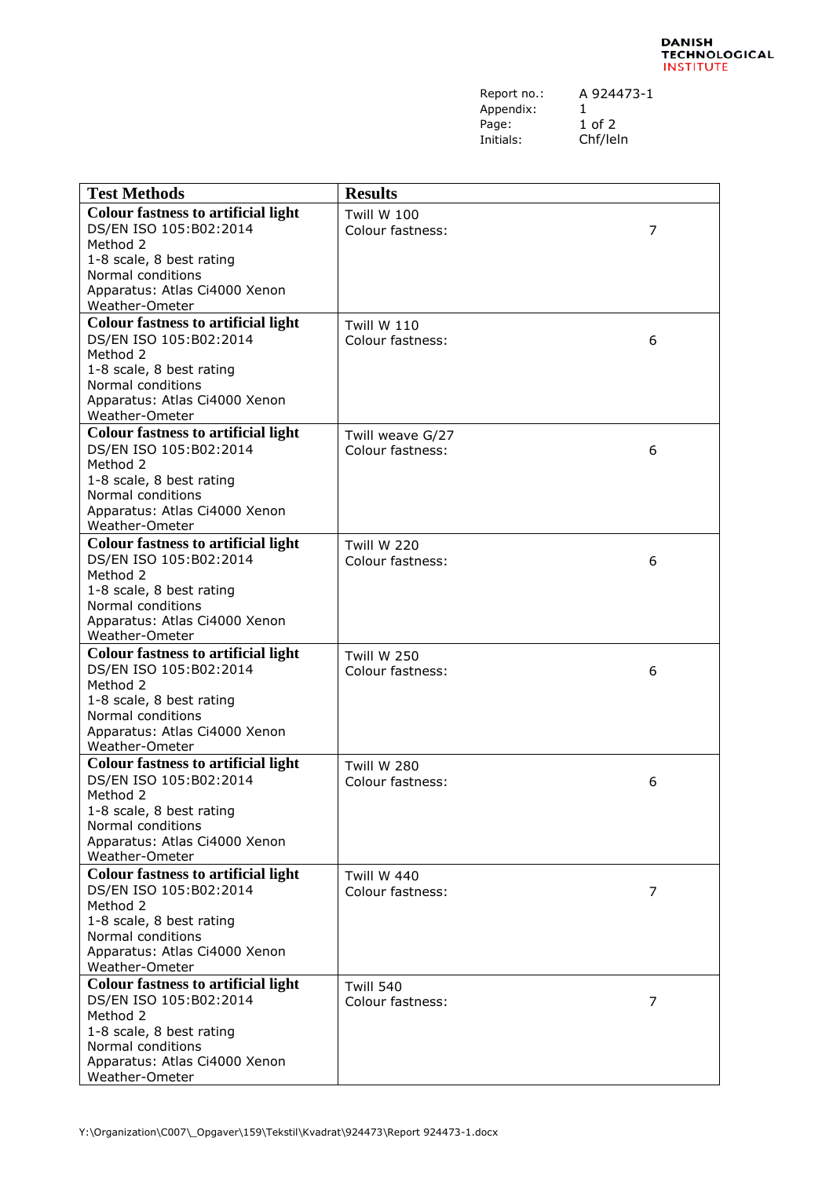Report no.: A 924473-1
Appendix: 1
Initials: Chf/leln

| Test Methods | Results | |
|---|---|---|
| **Colour fastness to artificial light**<br>DS/EN ISO 105:B02:2014<br>Method 2<br>1-8 scale, 8 best rating<br>Normal conditions<br>Apparatus: Atlas Ci4000 Xenon Weather-Ometer | Twill W 100<br>Colour fastness: | 7 |
| **Colour fastness to artificial light**<br>DS/EN ISO 105:B02:2014<br>Method 2<br>1-8 scale, 8 best rating<br>Normal conditions<br>Apparatus: Atlas Ci4000 Xenon Weather-Ometer | Twill W 110<br>Colour fastness: | 6 |
| **Colour fastness to artificial light**<br>DS/EN ISO 105:B02:2014<br>Method 2<br>1-8 scale, 8 best rating<br>Normal conditions<br>Apparatus: Atlas Ci4000 Xenon Weather-Ometer | Twill weave G/27<br>Colour fastness: | 6 |
| **Colour fastness to artificial light**<br>DS/EN ISO 105:B02:2014<br>Method 2<br>1-8 scale, 8 best rating<br>Normal conditions<br>Apparatus: Atlas Ci4000 Xenon Weather-Ometer | Twill W 220<br>Colour fastness: | 6 |
| **Colour fastness to artificial light**<br>DS/EN ISO 105:B02:2014<br>Method 2<br>1-8 scale, 8 best rating<br>Normal conditions<br>Apparatus: Atlas Ci4000 Xenon Weather-Ometer | Twill W 250<br>Colour fastness: | 6 |
| **Colour fastness to artificial light**<br>DS/EN ISO 105:B02:2014<br>Method 2<br>1-8 scale, 8 best rating<br>Normal conditions<br>Apparatus: Atlas Ci4000 Xenon Weather-Ometer | Twill W 280<br>Colour fastness: | 6 |
| **Colour fastness to artificial light**<br>DS/EN ISO 105:B02:2014<br>Method 2<br>1-8 scale, 8 best rating<br>Normal conditions<br>Apparatus: Atlas Ci4000 Xenon Weather-Ometer | Twill W 440<br>Colour fastness: | 7 |
| **Colour fastness to artificial light**<br>DS/EN ISO 105:B02:2014<br>Method 2<br>1-8 scale, 8 best rating<br>Normal conditions<br>Apparatus: Atlas Ci4000 Xenon Weather-Ometer | Twill 540<br>Colour fastness: | 7 |

Y:\Organization\C007\_Opgaver\159\Tekstil\Kvadrat\924473\Report 924473-1.docx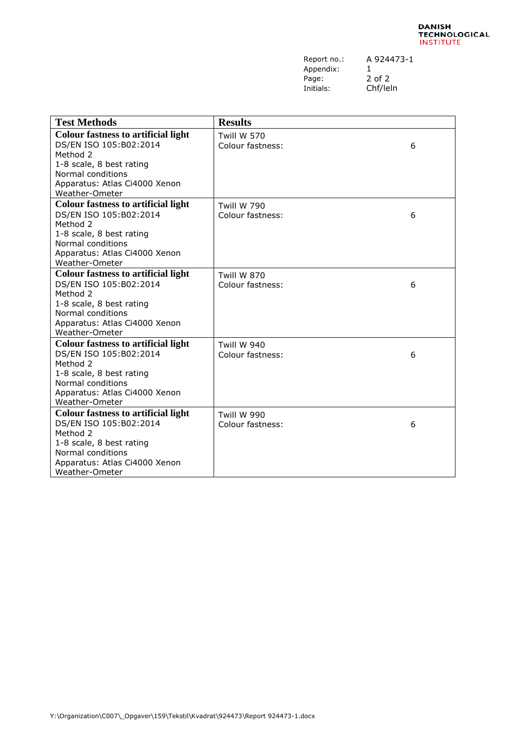Report no.: A 924473-1
Appendix: 1
Initials: Chf/leln

| Test Methods | Results | |
|---|---|---|
| **Colour fastness to artificial light**<br>DS/EN ISO 105:B02:2014<br>Method 2<br>1-8 scale, 8 best rating<br>Normal conditions<br>Apparatus: Atlas Ci4000 Xenon Weather-Ometer | Twill W 570<br>Colour fastness: | 6 |
| **Colour fastness to artificial light**<br>DS/EN ISO 105:B02:2014<br>Method 2<br>1-8 scale, 8 best rating<br>Normal conditions<br>Apparatus: Atlas Ci4000 Xenon Weather-Ometer | Twill W 790<br>Colour fastness: | 6 |
| **Colour fastness to artificial light**<br>DS/EN ISO 105:B02:2014<br>Method 2<br>1-8 scale, 8 best rating<br>Normal conditions<br>Apparatus: Atlas Ci4000 Xenon Weather-Ometer | Twill W 870<br>Colour fastness: | 6 |
| **Colour fastness to artificial light**<br>DS/EN ISO 105:B02:2014<br>Method 2<br>1-8 scale, 8 best rating<br>Normal conditions<br>Apparatus: Atlas Ci4000 Xenon Weather-Ometer | Twill W 940<br>Colour fastness: | 6 |
| **Colour fastness to artificial light**<br>DS/EN ISO 105:B02:2014<br>Method 2<br>1-8 scale, 8 best rating<br>Normal conditions<br>Apparatus: Atlas Ci4000 Xenon Weather-Ometer | Twill W 990<br>Colour fastness: | 6 |

Y:\Organization\C007\_Opgaver\159\Tekstil\Kvadrat\924473\Report 924473-1.docx